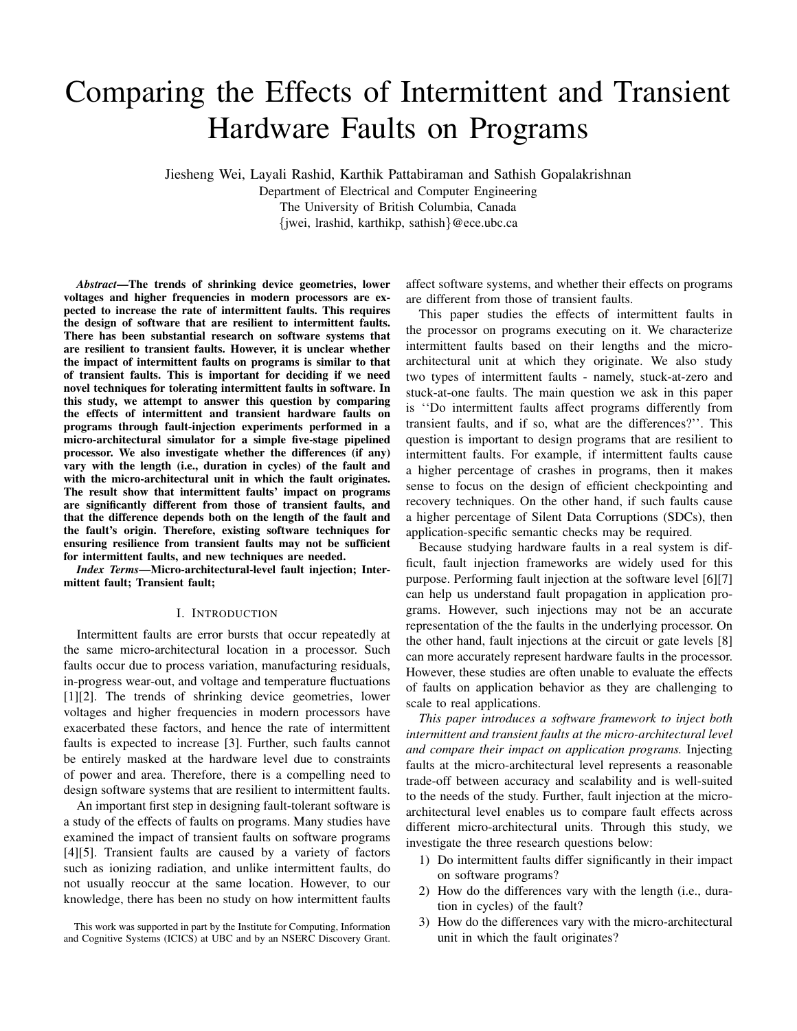# Comparing the Effects of Intermittent and Transient Hardware Faults on Programs

Jiesheng Wei, Layali Rashid, Karthik Pattabiraman and Sathish Gopalakrishnan
Department of Electrical and Computer Engineering
The University of British Columbia, Canada
{jwei, lrashid, karthikp, sathish}@ece.ubc.ca

***Abstract*—The trends of shrinking device geometries, lower voltages and higher frequencies in modern processors are expected to increase the rate of intermittent faults. This requires the design of software that are resilient to intermittent faults. There has been substantial research on software systems that are resilient to transient faults. However, it is unclear whether the impact of intermittent faults on programs is similar to that of transient faults. This is important for deciding if we need novel techniques for tolerating intermittent faults in software. In this study, we attempt to answer this question by comparing the effects of intermittent and transient hardware faults on programs through fault-injection experiments performed in a micro-architectural simulator for a simple five-stage pipelined processor. We also investigate whether the differences (if any) vary with the length (i.e., duration in cycles) of the fault and with the micro-architectural unit in which the fault originates. The result show that intermittent faults' impact on programs are significantly different from those of transient faults, and that the difference depends both on the length of the fault and the fault's origin. Therefore, existing software techniques for ensuring resilience from transient faults may not be sufficient for intermittent faults, and new techniques are needed.**

***Index Terms*—Micro-architectural-level fault injection; Intermittent fault; Transient fault;**

## I. Introduction

Intermittent faults are error bursts that occur repeatedly at the same micro-architectural location in a processor. Such faults occur due to process variation, manufacturing residuals, in-progress wear-out, and voltage and temperature fluctuations [1][2]. The trends of shrinking device geometries, lower voltages and higher frequencies in modern processors have exacerbated these factors, and hence the rate of intermittent faults is expected to increase [3]. Further, such faults cannot be entirely masked at the hardware level due to constraints of power and area. Therefore, there is a compelling need to design software systems that are resilient to intermittent faults.

An important first step in designing fault-tolerant software is a study of the effects of faults on programs. Many studies have examined the impact of transient faults on software programs [4][5]. Transient faults are caused by a variety of factors such as ionizing radiation, and unlike intermittent faults, do not usually reoccur at the same location. However, to our knowledge, there has been no study on how intermittent faults affect software systems, and whether their effects on programs are different from those of transient faults.

This paper studies the effects of intermittent faults in the processor on programs executing on it. We characterize intermittent faults based on their lengths and the micro-architectural unit at which they originate. We also study two types of intermittent faults - namely, stuck-at-zero and stuck-at-one faults. The main question we ask in this paper is ''Do intermittent faults affect programs differently from transient faults, and if so, what are the differences?''. This question is important to design programs that are resilient to intermittent faults. For example, if intermittent faults cause a higher percentage of crashes in programs, then it makes sense to focus on the design of efficient checkpointing and recovery techniques. On the other hand, if such faults cause a higher percentage of Silent Data Corruptions (SDCs), then application-specific semantic checks may be required.

Because studying hardware faults in a real system is difficult, fault injection frameworks are widely used for this purpose. Performing fault injection at the software level [6][7] can help us understand fault propagation in application programs. However, such injections may not be an accurate representation of the the faults in the underlying processor. On the other hand, fault injections at the circuit or gate levels [8] can more accurately represent hardware faults in the processor. However, these studies are often unable to evaluate the effects of faults on application behavior as they are challenging to scale to real applications.

*This paper introduces a software framework to inject both intermittent and transient faults at the micro-architectural level and compare their impact on application programs.* Injecting faults at the micro-architectural level represents a reasonable trade-off between accuracy and scalability and is well-suited to the needs of the study. Further, fault injection at the micro-architectural level enables us to compare fault effects across different micro-architectural units. Through this study, we investigate the three research questions below:

1) Do intermittent faults differ significantly in their impact on software programs?
2) How do the differences vary with the length (i.e., duration in cycles) of the fault?
3) How do the differences vary with the micro-architectural unit in which the fault originates?

This work was supported in part by the Institute for Computing, Information and Cognitive Systems (ICICS) at UBC and by an NSERC Discovery Grant.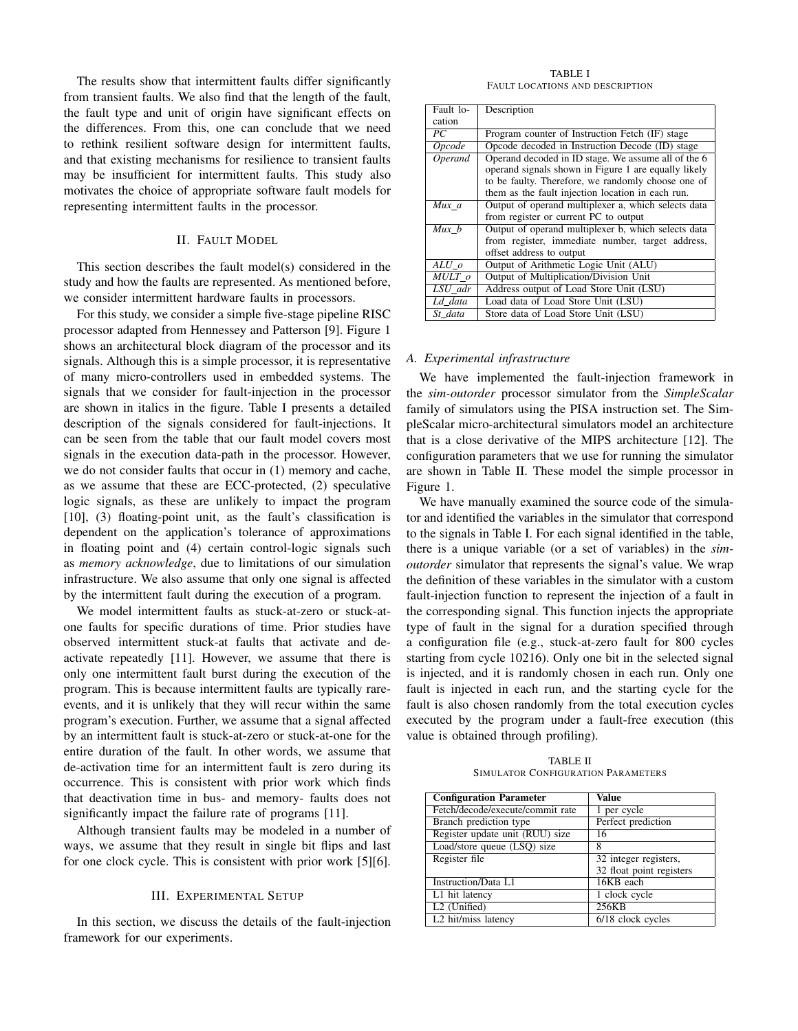The results show that intermittent faults differ significantly from transient faults. We also find that the length of the fault, the fault type and unit of origin have significant effects on the differences. From this, one can conclude that we need to rethink resilient software design for intermittent faults, and that existing mechanisms for resilience to transient faults may be insufficient for intermittent faults. This study also motivates the choice of appropriate software fault models for representing intermittent faults in the processor.

## II. Fault Model

This section describes the fault model(s) considered in the study and how the faults are represented. As mentioned before, we consider intermittent hardware faults in processors.

For this study, we consider a simple five-stage pipeline RISC processor adapted from Hennessey and Patterson [9]. Figure 1 shows an architectural block diagram of the processor and its signals. Although this is a simple processor, it is representative of many micro-controllers used in embedded systems. The signals that we consider for fault-injection in the processor are shown in italics in the figure. Table I presents a detailed description of the signals considered for fault-injections. It can be seen from the table that our fault model covers most signals in the execution data-path in the processor. However, we do not consider faults that occur in (1) memory and cache, as we assume that these are ECC-protected, (2) speculative logic signals, as these are unlikely to impact the program [10], (3) floating-point unit, as the fault's classification is dependent on the application's tolerance of approximations in floating point and (4) certain control-logic signals such as *memory acknowledge*, due to limitations of our simulation infrastructure. We also assume that only one signal is affected by the intermittent fault during the execution of a program.

We model intermittent faults as stuck-at-zero or stuck-at-one faults for specific durations of time. Prior studies have observed intermittent stuck-at faults that activate and de-activate repeatedly [11]. However, we assume that there is only one intermittent fault burst during the execution of the program. This is because intermittent faults are typically rare-events, and it is unlikely that they will recur within the same program's execution. Further, we assume that a signal affected by an intermittent fault is stuck-at-zero or stuck-at-one for the entire duration of the fault. In other words, we assume that de-activation time for an intermittent fault is zero during its occurrence. This is consistent with prior work which finds that deactivation time in bus- and memory- faults does not significantly impact the failure rate of programs [11].

Although transient faults may be modeled in a number of ways, we assume that they result in single bit flips and last for one clock cycle. This is consistent with prior work [5][6].

## III. Experimental Setup

In this section, we discuss the details of the fault-injection framework for our experiments.

TABLE I
Fault locations and description

| Fault location | Description |
|---|---|
| *PC* | Program counter of Instruction Fetch (IF) stage |
| *Opcode* | Opcode decoded in Instruction Decode (ID) stage |
| *Operand* | Operand decoded in ID stage. We assume all of the 6 operand signals shown in Figure 1 are equally likely to be faulty. Therefore, we randomly choose one of them as the fault injection location in each run. |
| *Mux_a* | Output of operand multiplexer a, which selects data from register or current PC to output |
| *Mux_b* | Output of operand multiplexer b, which selects data from register, immediate number, target address, offset address to output |
| *ALU_o* | Output of Arithmetic Logic Unit (ALU) |
| *MULT_o* | Output of Multiplication/Division Unit |
| *LSU_adr* | Address output of Load Store Unit (LSU) |
| *Ld_data* | Load data of Load Store Unit (LSU) |
| *St_data* | Store data of Load Store Unit (LSU) |

### A. Experimental infrastructure

We have implemented the fault-injection framework in the *sim-outorder* processor simulator from the *SimpleScalar* family of simulators using the PISA instruction set. The SimpleScalar micro-architectural simulators model an architecture that is a close derivative of the MIPS architecture [12]. The configuration parameters that we use for running the simulator are shown in Table II. These model the simple processor in Figure 1.

We have manually examined the source code of the simulator and identified the variables in the simulator that correspond to the signals in Table I. For each signal identified in the table, there is a unique variable (or a set of variables) in the *sim-outorder* simulator that represents the signal's value. We wrap the definition of these variables in the simulator with a custom fault-injection function to represent the injection of a fault in the corresponding signal. This function injects the appropriate type of fault in the signal for a duration specified through a configuration file (e.g., stuck-at-zero fault for 800 cycles starting from cycle 10216). Only one bit in the selected signal is injected, and it is randomly chosen in each run. Only one fault is injected in each run, and the starting cycle for the fault is also chosen randomly from the total execution cycles executed by the program under a fault-free execution (this value is obtained through profiling).

TABLE II
Simulator Configuration Parameters

| **Configuration Parameter** | **Value** |
|---|---|
| Fetch/decode/execute/commit rate | 1 per cycle |
| Branch prediction type | Perfect prediction |
| Register update unit (RUU) size | 16 |
| Load/store queue (LSQ) size | 8 |
| Register file | 32 integer registers, 32 float point registers |
| Instruction/Data L1 | 16KB each |
| L1 hit latency | 1 clock cycle |
| L2 (Unified) | 256KB |
| L2 hit/miss latency | 6/18 clock cycles |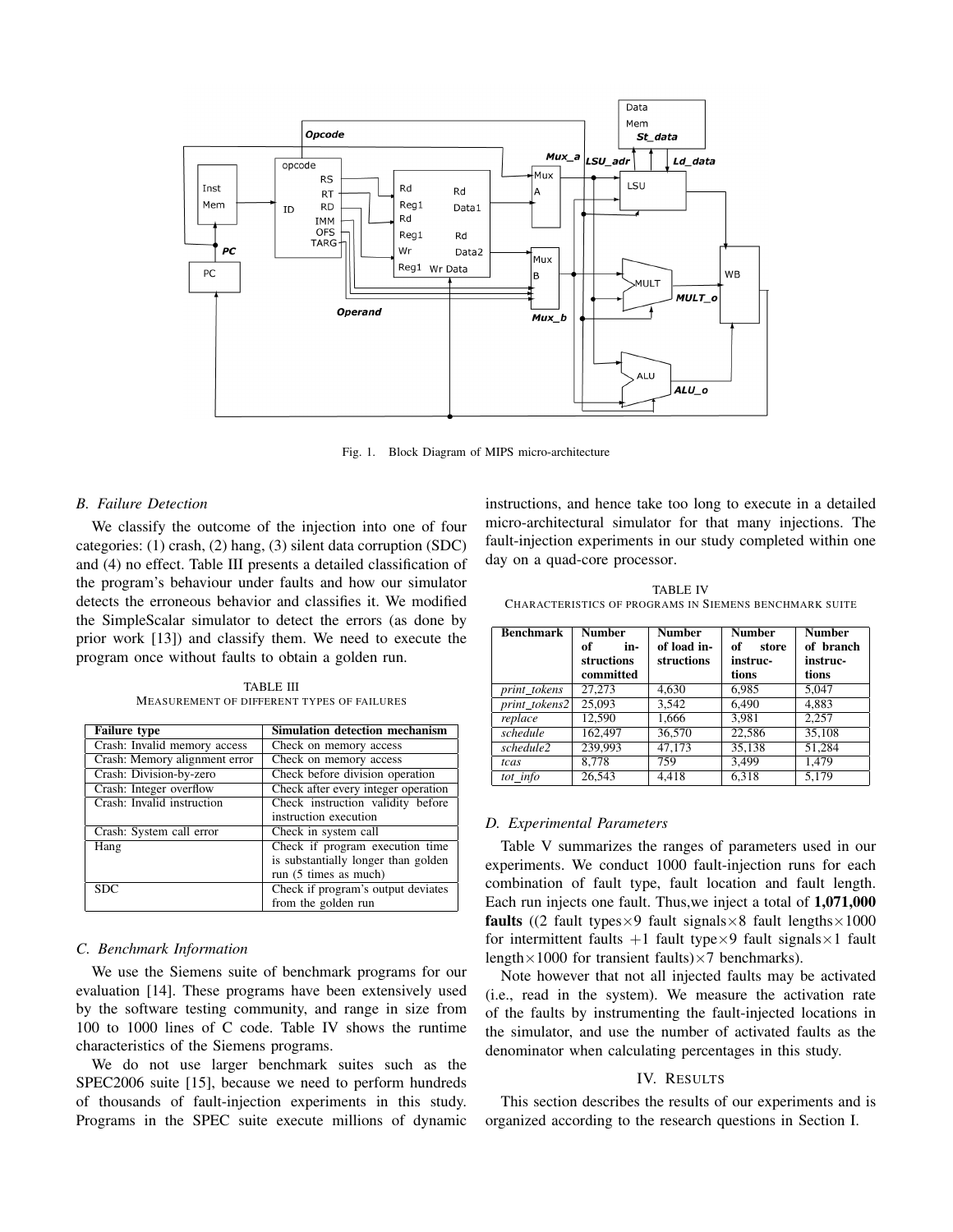Fig. 1. Block Diagram of MIPS micro-architecture

### B. Failure Detection

We classify the outcome of the injection into one of four categories: (1) crash, (2) hang, (3) silent data corruption (SDC) and (4) no effect. Table III presents a detailed classification of the program's behaviour under faults and how our simulator detects the erroneous behavior and classifies it. We modified the SimpleScalar simulator to detect the errors (as done by prior work [13]) and classify them. We need to execute the program once without faults to obtain a golden run.

TABLE III
MEASUREMENT OF DIFFERENT TYPES OF FAILURES

| Failure type | Simulation detection mechanism |
|---|---|
| Crash: Invalid memory access | Check on memory access |
| Crash: Memory alignment error | Check on memory access |
| Crash: Division-by-zero | Check before division operation |
| Crash: Integer overflow | Check after every integer operation |
| Crash: Invalid instruction | Check instruction validity before instruction execution |
| Crash: System call error | Check in system call |
| Hang | Check if program execution time is substantially longer than golden run (5 times as much) |
| SDC | Check if program's output deviates from the golden run |

### C. Benchmark Information

We use the Siemens suite of benchmark programs for our evaluation [14]. These programs have been extensively used by the software testing community, and range in size from 100 to 1000 lines of C code. Table IV shows the runtime characteristics of the Siemens programs.

We do not use larger benchmark suites such as the SPEC2006 suite [15], because we need to perform hundreds of thousands of fault-injection experiments in this study. Programs in the SPEC suite execute millions of dynamic instructions, and hence take too long to execute in a detailed micro-architectural simulator for that many injections. The fault-injection experiments in our study completed within one day on a quad-core processor.

TABLE IV
CHARACTERISTICS OF PROGRAMS IN SIEMENS BENCHMARK SUITE

| Benchmark | Number of instructions committed | Number of load instructions | Number of store instructions | Number of branch instructions |
|---|---|---|---|---|
| *print_tokens* | 27,273 | 4,630 | 6,985 | 5,047 |
| *print_tokens2* | 25,093 | 3,542 | 6,490 | 4,883 |
| *replace* | 12,590 | 1,666 | 3,981 | 2,257 |
| *schedule* | 162,497 | 36,570 | 22,586 | 35,108 |
| *schedule2* | 239,993 | 47,173 | 35,138 | 51,284 |
| *tcas* | 8,778 | 759 | 3,499 | 1,479 |
| *tot_info* | 26,543 | 4,418 | 6,318 | 5,179 |

### D. Experimental Parameters

Table V summarizes the ranges of parameters used in our experiments. We conduct 1000 fault-injection runs for each combination of fault type, fault location and fault length. Each run injects one fault. Thus,we inject a total of **1,071,000 faults** ((2 fault types$\times$9 fault signals$\times$8 fault lengths$\times$1000 for intermittent faults $+1$ fault type$\times$9 fault signals$\times$1 fault length$\times$1000 for transient faults)$\times$7 benchmarks).

Note however that not all injected faults may be activated (i.e., read in the system). We measure the activation rate of the faults by instrumenting the fault-injected locations in the simulator, and use the number of activated faults as the denominator when calculating percentages in this study.

## IV. RESULTS

This section describes the results of our experiments and is organized according to the research questions in Section I.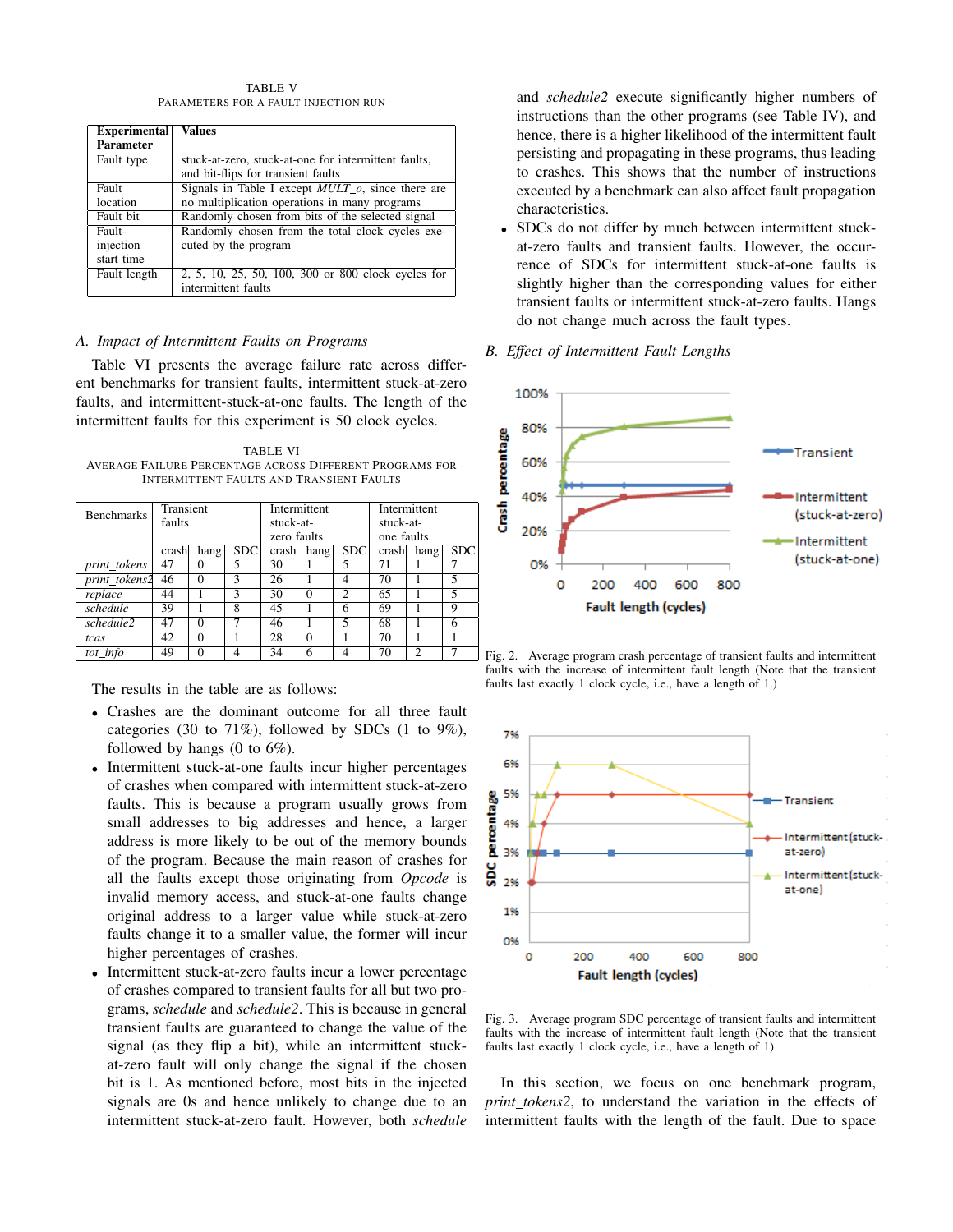TABLE V
PARAMETERS FOR A FAULT INJECTION RUN

| Experimental Parameter | Values |
|---|---|
| Fault type | stuck-at-zero, stuck-at-one for intermittent faults, and bit-flips for transient faults |
| Fault location | Signals in Table I except *MULT_o*, since there are no multiplication operations in many programs |
| Fault bit | Randomly chosen from bits of the selected signal |
| Fault-injection start time | Randomly chosen from the total clock cycles executed by the program |
| Fault length | 2, 5, 10, 25, 50, 100, 300 or 800 clock cycles for intermittent faults |

### A. Impact of Intermittent Faults on Programs

Table VI presents the average failure rate across different benchmarks for transient faults, intermittent stuck-at-zero faults, and intermittent-stuck-at-one faults. The length of the intermittent faults for this experiment is 50 clock cycles.

TABLE VI
AVERAGE FAILURE PERCENTAGE ACROSS DIFFERENT PROGRAMS FOR INTERMITTENT FAULTS AND TRANSIENT FAULTS

| Benchmarks | Transient faults | | | Intermittent stuck-at-zero faults | | | Intermittent stuck-at-one faults | | |
|---|---|---|---|---|---|---|---|---|---|
| | crash | hang | SDC | crash | hang | SDC | crash | hang | SDC |
| *print_tokens* | 47 | 0 | 5 | 30 | 1 | 5 | 71 | 1 | 7 |
| *print_tokens2* | 46 | 0 | 3 | 26 | 1 | 4 | 70 | 1 | 5 |
| *replace* | 44 | 1 | 3 | 30 | 0 | 2 | 65 | 1 | 5 |
| *schedule* | 39 | 1 | 8 | 45 | 1 | 6 | 69 | 1 | 9 |
| *schedule2* | 47 | 0 | 7 | 46 | 1 | 5 | 68 | 1 | 6 |
| *tcas* | 42 | 0 | 1 | 28 | 0 | 1 | 70 | 1 | 1 |
| *tot_info* | 49 | 0 | 4 | 34 | 6 | 4 | 70 | 2 | 7 |

The results in the table are as follows:

- Crashes are the dominant outcome for all three fault categories (30 to 71%), followed by SDCs (1 to 9%), followed by hangs (0 to 6%).
- Intermittent stuck-at-one faults incur higher percentages of crashes when compared with intermittent stuck-at-zero faults. This is because a program usually grows from small addresses to big addresses and hence, a larger address is more likely to be out of the memory bounds of the program. Because the main reason of crashes for all the faults except those originating from *Opcode* is invalid memory access, and stuck-at-one faults change original address to a larger value while stuck-at-zero faults change it to a smaller value, the former will incur higher percentages of crashes.
- Intermittent stuck-at-zero faults incur a lower percentage of crashes compared to transient faults for all but two programs, *schedule* and *schedule2*. This is because in general transient faults are guaranteed to change the value of the signal (as they flip a bit), while an intermittent stuck-at-zero fault will only change the signal if the chosen bit is 1. As mentioned before, most bits in the injected signals are 0s and hence unlikely to change due to an intermittent stuck-at-zero fault. However, both *schedule* and *schedule2* execute significantly higher numbers of instructions than the other programs (see Table IV), and hence, there is a higher likelihood of the intermittent fault persisting and propagating in these programs, thus leading to crashes. This shows that the number of instructions executed by a benchmark can also affect fault propagation characteristics.
- SDCs do not differ by much between intermittent stuck-at-zero faults and transient faults. However, the occurrence of SDCs for intermittent stuck-at-one faults is slightly higher than the corresponding values for either transient faults or intermittent stuck-at-zero faults. Hangs do not change much across the fault types.

### B. Effect of Intermittent Fault Lengths

Fig. 2. Average program crash percentage of transient faults and intermittent faults with the increase of intermittent fault length (Note that the transient faults last exactly 1 clock cycle, i.e., have a length of 1.)

Fig. 3. Average program SDC percentage of transient faults and intermittent faults with the increase of intermittent fault length (Note that the transient faults last exactly 1 clock cycle, i.e., have a length of 1)

In this section, we focus on one benchmark program, *print_tokens2*, to understand the variation in the effects of intermittent faults with the length of the fault. Due to space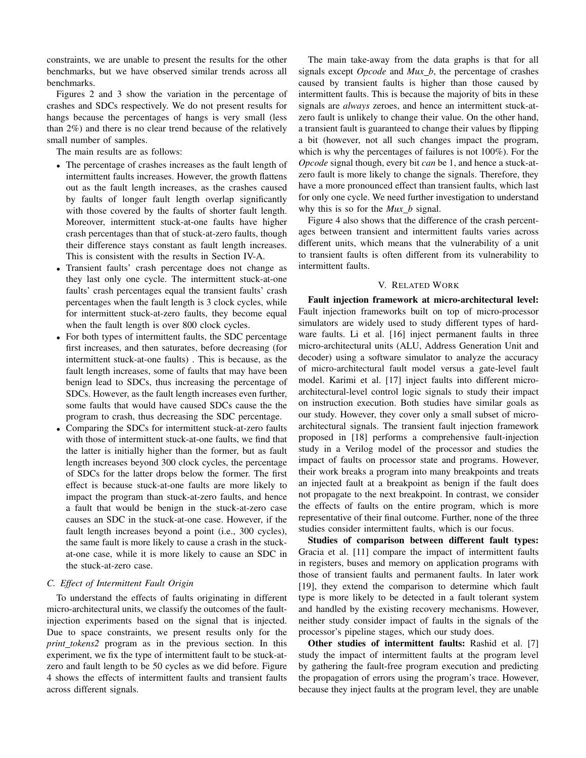constraints, we are unable to present the results for the other benchmarks, but we have observed similar trends across all benchmarks.

Figures 2 and 3 show the variation in the percentage of crashes and SDCs respectively. We do not present results for hangs because the percentages of hangs is very small (less than 2%) and there is no clear trend because of the relatively small number of samples.

The main results are as follows:

- The percentage of crashes increases as the fault length of intermittent faults increases. However, the growth flattens out as the fault length increases, as the crashes caused by faults of longer fault length overlap significantly with those covered by the faults of shorter fault length. Moreover, intermittent stuck-at-one faults have higher crash percentages than that of stuck-at-zero faults, though their difference stays constant as fault length increases. This is consistent with the results in Section IV-A.
- Transient faults' crash percentage does not change as they last only one cycle. The intermittent stuck-at-one faults' crash percentages equal the transient faults' crash percentages when the fault length is 3 clock cycles, while for intermittent stuck-at-zero faults, they become equal when the fault length is over 800 clock cycles.
- For both types of intermittent faults, the SDC percentage first increases, and then saturates, before decreasing (for intermittent stuck-at-one faults) . This is because, as the fault length increases, some of faults that may have been benign lead to SDCs, thus increasing the percentage of SDCs. However, as the fault length increases even further, some faults that would have caused SDCs cause the the program to crash, thus decreasing the SDC percentage.
- Comparing the SDCs for intermittent stuck-at-zero faults with those of intermittent stuck-at-one faults, we find that the latter is initially higher than the former, but as fault length increases beyond 300 clock cycles, the percentage of SDCs for the latter drops below the former. The first effect is because stuck-at-one faults are more likely to impact the program than stuck-at-zero faults, and hence a fault that would be benign in the stuck-at-zero case causes an SDC in the stuck-at-one case. However, if the fault length increases beyond a point (i.e., 300 cycles), the same fault is more likely to cause a crash in the stuck-at-one case, while it is more likely to cause an SDC in the stuck-at-zero case.

### C. Effect of Intermittent Fault Origin

To understand the effects of faults originating in different micro-architectural units, we classify the outcomes of the fault-injection experiments based on the signal that is injected. Due to space constraints, we present results only for the *print_tokens2* program as in the previous section. In this experiment, we fix the type of intermittent fault to be stuck-at-zero and fault length to be 50 cycles as we did before. Figure 4 shows the effects of intermittent faults and transient faults across different signals.

The main take-away from the data graphs is that for all signals except *Opcode* and *Mux_b*, the percentage of crashes caused by transient faults is higher than those caused by intermittent faults. This is because the majority of bits in these signals are *always* zeroes, and hence an intermittent stuck-at-zero fault is unlikely to change their value. On the other hand, a transient fault is guaranteed to change their values by flipping a bit (however, not all such changes impact the program, which is why the percentages of failures is not 100%). For the *Opcode* signal though, every bit *can* be 1, and hence a stuck-at-zero fault is more likely to change the signals. Therefore, they have a more pronounced effect than transient faults, which last for only one cycle. We need further investigation to understand why this is so for the *Mux_b* signal.

Figure 4 also shows that the difference of the crash percentages between transient and intermittent faults varies across different units, which means that the vulnerability of a unit to transient faults is often different from its vulnerability to intermittent faults.

## V. Related Work

**Fault injection framework at micro-architectural level:** Fault injection frameworks built on top of micro-processor simulators are widely used to study different types of hardware faults. Li et al. [16] inject permanent faults in three micro-architectural units (ALU, Address Generation Unit and decoder) using a software simulator to analyze the accuracy of micro-architectural fault model versus a gate-level fault model. Karimi et al. [17] inject faults into different micro-architectural-level control logic signals to study their impact on instruction execution. Both studies have similar goals as our study. However, they cover only a small subset of micro-architectural signals. The transient fault injection framework proposed in [18] performs a comprehensive fault-injection study in a Verilog model of the processor and studies the impact of faults on processor state and programs. However, their work breaks a program into many breakpoints and treats an injected fault at a breakpoint as benign if the fault does not propagate to the next breakpoint. In contrast, we consider the effects of faults on the entire program, which is more representative of their final outcome. Further, none of the three studies consider intermittent faults, which is our focus.

**Studies of comparison between different fault types:** Gracia et al. [11] compare the impact of intermittent faults in registers, buses and memory on application programs with those of transient faults and permanent faults. In later work [19], they extend the comparison to determine which fault type is more likely to be detected in a fault tolerant system and handled by the existing recovery mechanisms. However, neither study consider impact of faults in the signals of the processor's pipeline stages, which our study does.

**Other studies of intermittent faults:** Rashid et al. [7] study the impact of intermittent faults at the program level by gathering the fault-free program execution and predicting the propagation of errors using the program's trace. However, because they inject faults at the program level, they are unable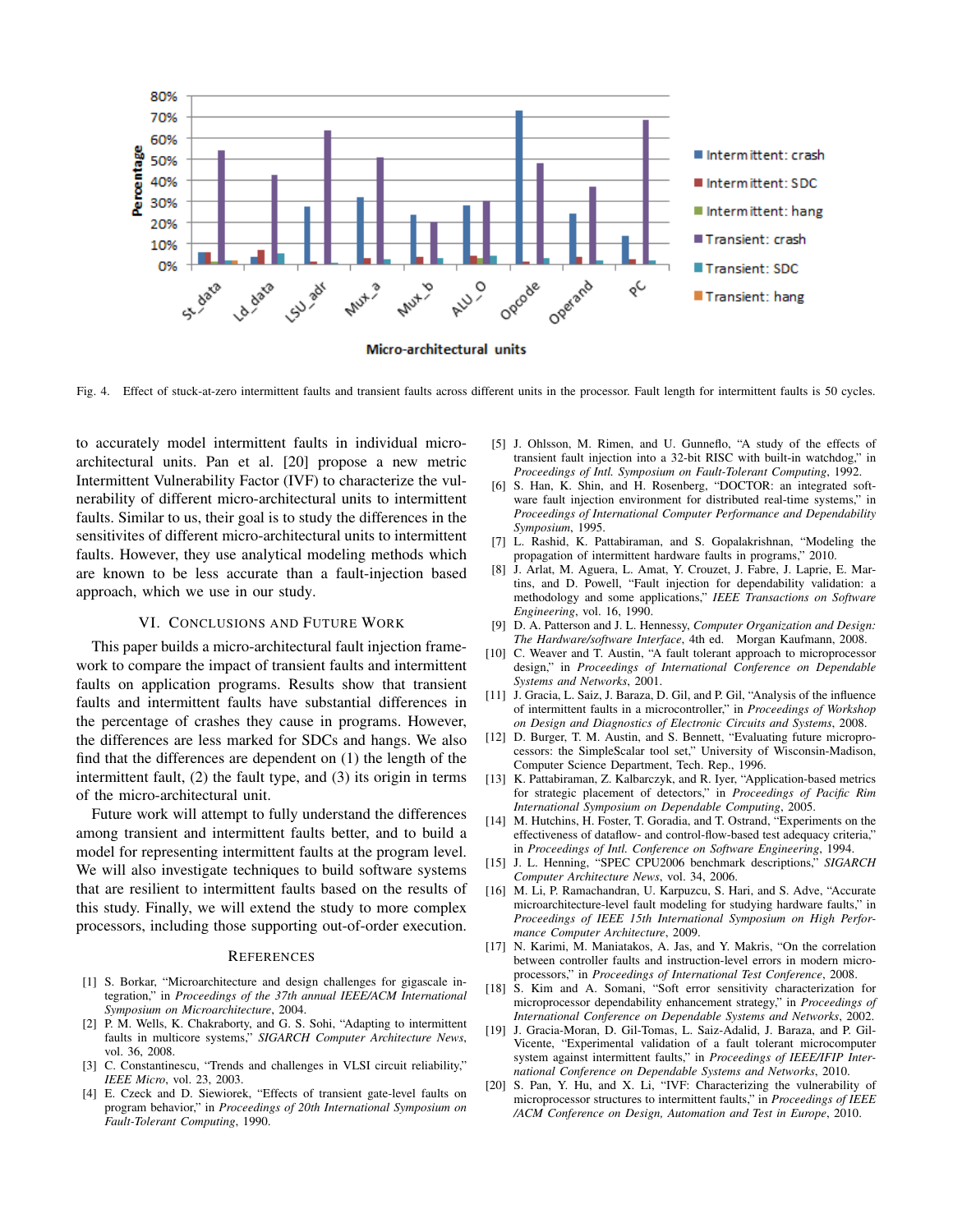80%
70%
60%
50%
40%
30%
20%
10%
0%

Percentage

St_data
Ld_data
LSU_adr
Mux_a
Mux_b
ALU_O
Opcode
Operand
PC

Micro-architectural units

Intermittent: crash
Intermittent: SDC
Intermittent: hang
Transient: crash
Transient: SDC
Transient: hang

Fig. 4. Effect of stuck-at-zero intermittent faults and transient faults across different units in the processor. Fault length for intermittent faults is 50 cycles.

to accurately model intermittent faults in individual micro-architectural units. Pan et al. [20] propose a new metric Intermittent Vulnerability Factor (IVF) to characterize the vulnerability of different micro-architectural units to intermittent faults. Similar to us, their goal is to study the differences in the sensitivites of different micro-architectural units to intermittent faults. However, they use analytical modeling methods which are known to be less accurate than a fault-injection based approach, which we use in our study.

## VI. Conclusions and Future Work

This paper builds a micro-architectural fault injection framework to compare the impact of transient faults and intermittent faults on application programs. Results show that transient faults and intermittent faults have substantial differences in the percentage of crashes they cause in programs. However, the differences are less marked for SDCs and hangs. We also find that the differences are dependent on (1) the length of the intermittent fault, (2) the fault type, and (3) its origin in terms of the micro-architectural unit.

Future work will attempt to fully understand the differences among transient and intermittent faults better, and to build a model for representing intermittent faults at the program level. We will also investigate techniques to build software systems that are resilient to intermittent faults based on the results of this study. Finally, we will extend the study to more complex processors, including those supporting out-of-order execution.

## References

[1] S. Borkar, "Microarchitecture and design challenges for gigascale integration," in *Proceedings of the 37th annual IEEE/ACM International Symposium on Microarchitecture*, 2004.

[2] P. M. Wells, K. Chakraborty, and G. S. Sohi, "Adapting to intermittent faults in multicore systems," *SIGARCH Computer Architecture News*, vol. 36, 2008.

[3] C. Constantinescu, "Trends and challenges in VLSI circuit reliability," *IEEE Micro*, vol. 23, 2003.

[4] E. Czeck and D. Siewiorek, "Effects of transient gate-level faults on program behavior," in *Proceedings of 20th International Symposium on Fault-Tolerant Computing*, 1990.

[5] J. Ohlsson, M. Rimen, and U. Gunneflo, "A study of the effects of transient fault injection into a 32-bit RISC with built-in watchdog," in *Proceedings of Intl. Symposium on Fault-Tolerant Computing*, 1992.

[6] S. Han, K. Shin, and H. Rosenberg, "DOCTOR: an integrated software fault injection environment for distributed real-time systems," in *Proceedings of International Computer Performance and Dependability Symposium*, 1995.

[7] L. Rashid, K. Pattabiraman, and S. Gopalakrishnan, "Modeling the propagation of intermittent hardware faults in programs," 2010.

[8] J. Arlat, M. Aguera, L. Amat, Y. Crouzet, J. Fabre, J. Laprie, E. Martins, and D. Powell, "Fault injection for dependability validation: a methodology and some applications," *IEEE Transactions on Software Engineering*, vol. 16, 1990.

[9] D. A. Patterson and J. L. Hennessy, *Computer Organization and Design: The Hardware/software Interface*, 4th ed. Morgan Kaufmann, 2008.

[10] C. Weaver and T. Austin, "A fault tolerant approach to microprocessor design," in *Proceedings of International Conference on Dependable Systems and Networks*, 2001.

[11] J. Gracia, L. Saiz, J. Baraza, D. Gil, and P. Gil, "Analysis of the influence of intermittent faults in a microcontroller," in *Proceedings of Workshop on Design and Diagnostics of Electronic Circuits and Systems*, 2008.

[12] D. Burger, T. M. Austin, and S. Bennett, "Evaluating future microprocessors: the SimpleScalar tool set," University of Wisconsin-Madison, Computer Science Department, Tech. Rep., 1996.

[13] K. Pattabiraman, Z. Kalbarczyk, and R. Iyer, "Application-based metrics for strategic placement of detectors," in *Proceedings of Pacific Rim International Symposium on Dependable Computing*, 2005.

[14] M. Hutchins, H. Foster, T. Goradia, and T. Ostrand, "Experiments on the effectiveness of dataflow- and control-flow-based test adequacy criteria," in *Proceedings of Intl. Conference on Software Engineering*, 1994.

[15] J. L. Henning, "SPEC CPU2006 benchmark descriptions," *SIGARCH Computer Architecture News*, vol. 34, 2006.

[16] M. Li, P. Ramachandran, U. Karpuzcu, S. Hari, and S. Adve, "Accurate microarchitecture-level fault modeling for studying hardware faults," in *Proceedings of IEEE 15th International Symposium on High Performance Computer Architecture*, 2009.

[17] N. Karimi, M. Maniatakos, A. Jas, and Y. Makris, "On the correlation between controller faults and instruction-level errors in modern microprocessors," in *Proceedings of International Test Conference*, 2008.

[18] S. Kim and A. Somani, "Soft error sensitivity characterization for microprocessor dependability enhancement strategy," in *Proceedings of International Conference on Dependable Systems and Networks*, 2002.

[19] J. Gracia-Moran, D. Gil-Tomas, L. Saiz-Adalid, J. Baraza, and P. Gil-Vicente, "Experimental validation of a fault tolerant microcomputer system against intermittent faults," in *Proceedings of IEEE/IFIP International Conference on Dependable Systems and Networks*, 2010.

[20] S. Pan, Y. Hu, and X. Li, "IVF: Characterizing the vulnerability of microprocessor structures to intermittent faults," in *Proceedings of IEEE /ACM Conference on Design, Automation and Test in Europe*, 2010.